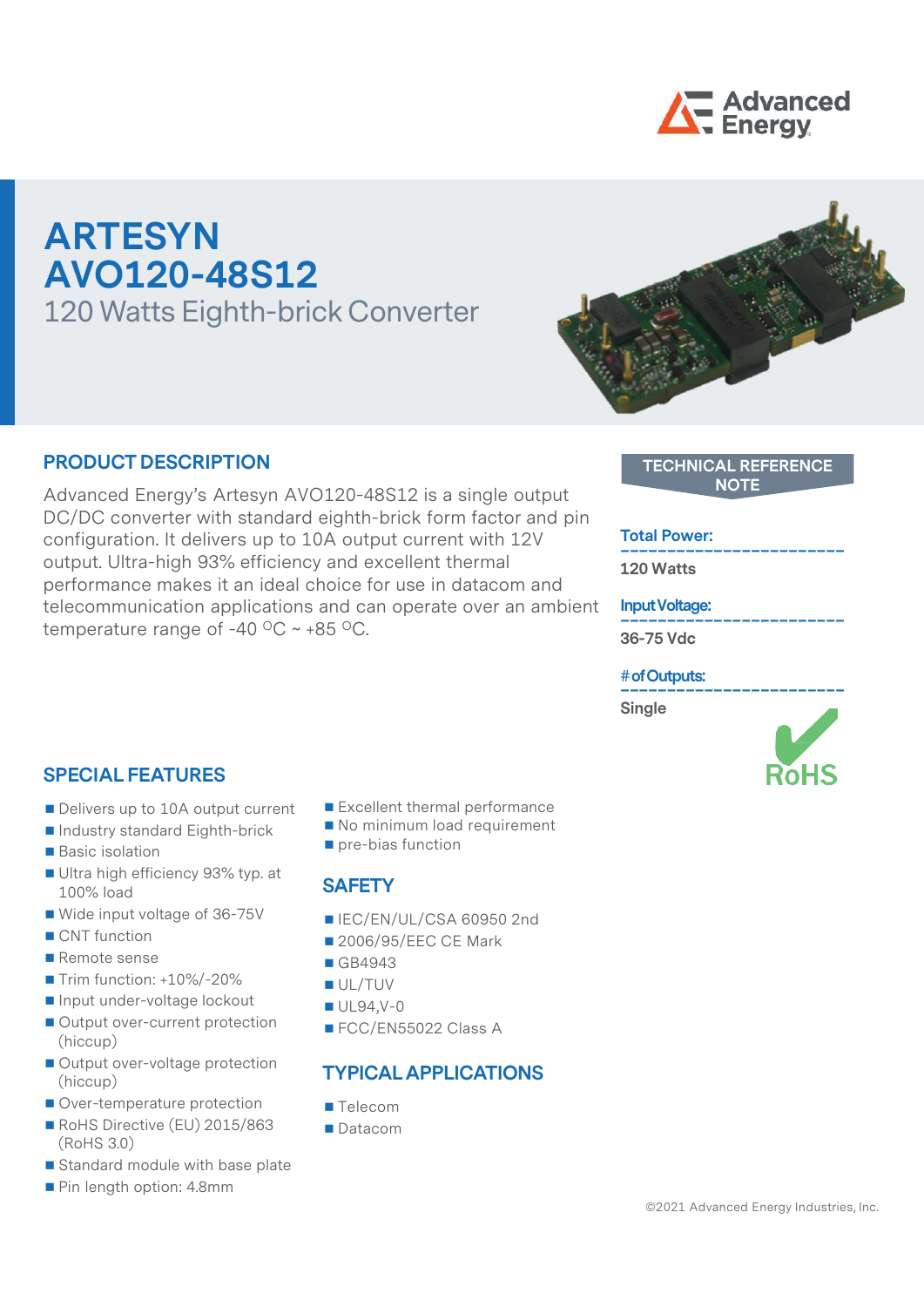# ARTESYN AVO120-48S12

## 120 Watts Eighth-brick Converter

## PRODUCT DESCRIPTION

Advanced Energy's Artesyn AVO120-48S12 is a single output DC/DC converter with standard eighth-brick form factor and pin configuration. It delivers up to 10A output current with 12V output. Ultra-high 93% efficiency and excellent thermal performance makes it an ideal choice for use in datacom and telecommunication applications and can operate over an ambient temperature range of -40 $^{O}$C ~ +85 $^{O}$C.

**TECHNICAL REFERENCE NOTE**

**Total Power:**

**120 Watts**

**Input Voltage:**

**36-75 Vdc**

**# of Outputs:**

**Single**

RoHS

## SPECIAL FEATURES

- Delivers up to 10A output current
- Industry standard Eighth-brick
- Basic isolation
- Ultra high efficiency 93% typ. at 100% load
- Wide input voltage of 36-75V
- CNT function
- Remote sense
- Trim function: +10%/-20%
- Input under-voltage lockout
- Output over-current protection (hiccup)
- Output over-voltage protection (hiccup)
- Over-temperature protection
- RoHS Directive (EU) 2015/863 (RoHS 3.0)
- Standard module with base plate
- Pin length option: 4.8mm
- Excellent thermal performance
- No minimum load requirement
- pre-bias function

## SAFETY

- IEC/EN/UL/CSA 60950 2nd
- 2006/95/EEC CE Mark
- GB4943
- UL/TUV
- UL94,V-0
- FCC/EN55022 Class A

## TYPICAL APPLICATIONS

- Telecom
- Datacom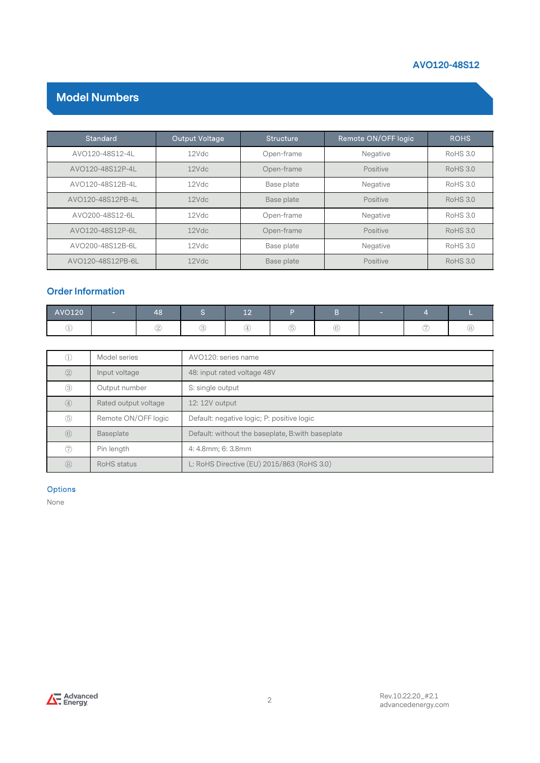## Model Numbers

| Standard | Output Voltage | Structure | Remote ON/OFF logic | ROHS |
|---|---|---|---|---|
| AVO120-48S12-4L | 12Vdc | Open-frame | Negative | RoHS 3.0 |
| AVO120-48S12P-4L | 12Vdc | Open-frame | Positive | RoHS 3.0 |
| AVO120-48S12B-4L | 12Vdc | Base plate | Negative | RoHS 3.0 |
| AVO120-48S12PB-4L | 12Vdc | Base plate | Positive | RoHS 3.0 |
| AVO200-48S12-6L | 12Vdc | Open-frame | Negative | RoHS 3.0 |
| AVO120-48S12P-6L | 12Vdc | Open-frame | Positive | RoHS 3.0 |
| AVO200-48S12B-6L | 12Vdc | Base plate | Negative | RoHS 3.0 |
| AVO120-48S12PB-6L | 12Vdc | Base plate | Positive | RoHS 3.0 |

### Order Information

| AVO120 | - | 48 | S | 12 | P | B | - | 4 | L |
|---|---|---|---|---|---|---|---|---|---|
| ① | | ② | ③ | ④ | ⑤ | ⑥ | | ⑦ | ⑧ |

| | | |
|---|---|---|
| ① | Model series | AVO120: series name |
| ② | Input voltage | 48: input rated voltage 48V |
| ③ | Output number | S: single output |
| ④ | Rated output voltage | 12: 12V output |
| ⑤ | Remote ON/OFF logic | Default: negative logic; P: positive logic |
| ⑥ | Baseplate | Default: without the baseplate, B:with baseplate |
| ⑦ | Pin length | 4: 4.8mm; 6: 3.8mm |
| ⑧ | RoHS status | L: RoHS Directive (EU) 2015/863 (RoHS 3.0) |

### Options

None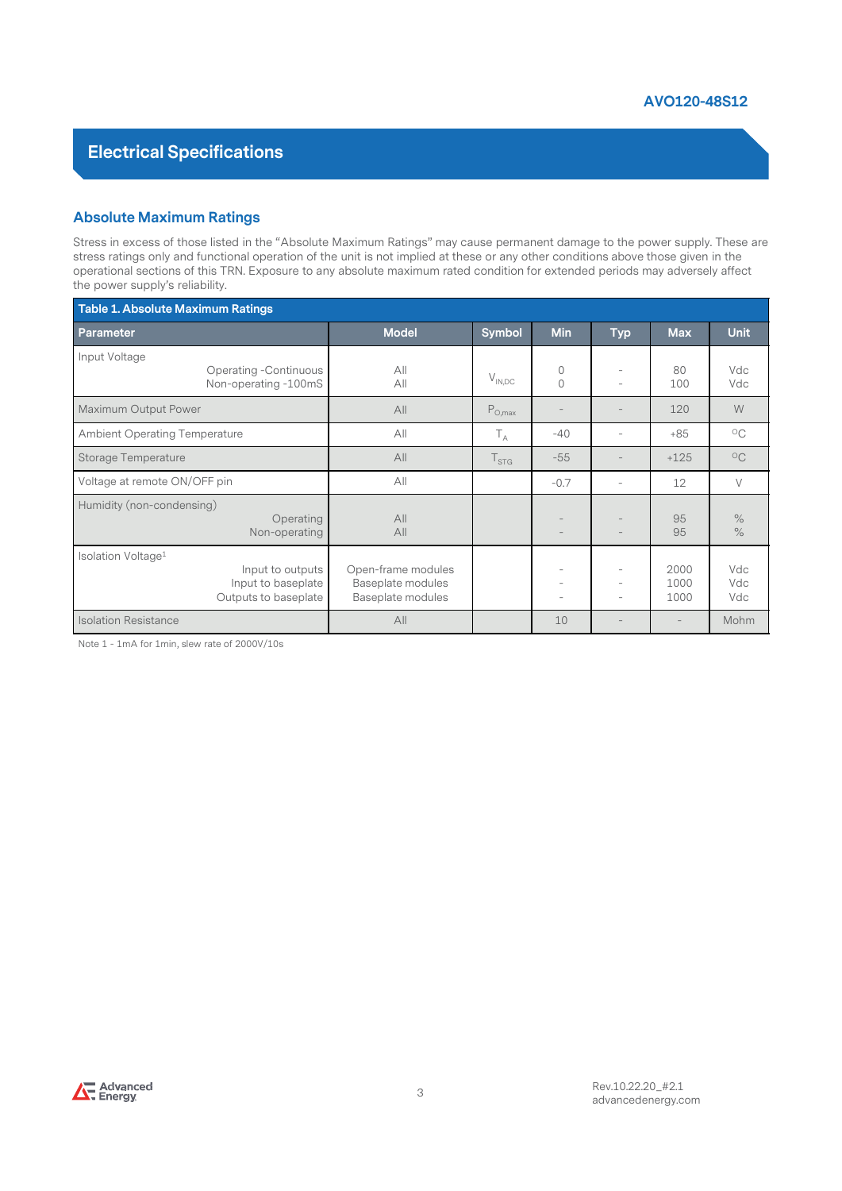# Electrical Specifications

## Absolute Maximum Ratings

Stress in excess of those listed in the "Absolute Maximum Ratings" may cause permanent damage to the power supply. These are stress ratings only and functional operation of the unit is not implied at these or any other conditions above those given in the operational sections of this TRN. Exposure to any absolute maximum rated condition for extended periods may adversely affect the power supply's reliability.

**Table 1. Absolute Maximum Ratings**

| Parameter | Model | Symbol | Min | Typ | Max | Unit |
|---|---|---|---|---|---|---|
| Input Voltage<br>Operating -Continuous<br>Non-operating -100mS | <br>All<br>All | $V_{IN,DC}$ | <br>0<br>0 | <br>-<br>- | <br>80<br>100 | <br>Vdc<br>Vdc |
| Maximum Output Power | All | $P_{O,max}$ | - | - | 120 | W |
| Ambient Operating Temperature | All | $T_A$ | -40 | - | +85 | °C |
| Storage Temperature | All | $T_{STG}$ | -55 | - | +125 | °C |
| Voltage at remote ON/OFF pin | All | | -0.7 | - | 12 | V |
| Humidity (non-condensing)<br>Operating<br>Non-operating | <br>All<br>All | | <br>-<br>- | <br>-<br>- | <br>95<br>95 | <br>%<br>% |
| Isolation Voltage[1]<br>Input to outputs<br>Input to baseplate<br>Outputs to baseplate | <br>Open-frame modules<br>Baseplate modules<br>Baseplate modules | | <br>-<br>-<br>- | <br>-<br>-<br>- | <br>2000<br>1000<br>1000 | <br>Vdc<br>Vdc<br>Vdc |
| Isolation Resistance | All | | 10 | - | - | Mohm |

Note 1 - 1mA for 1min, slew rate of 2000V/10s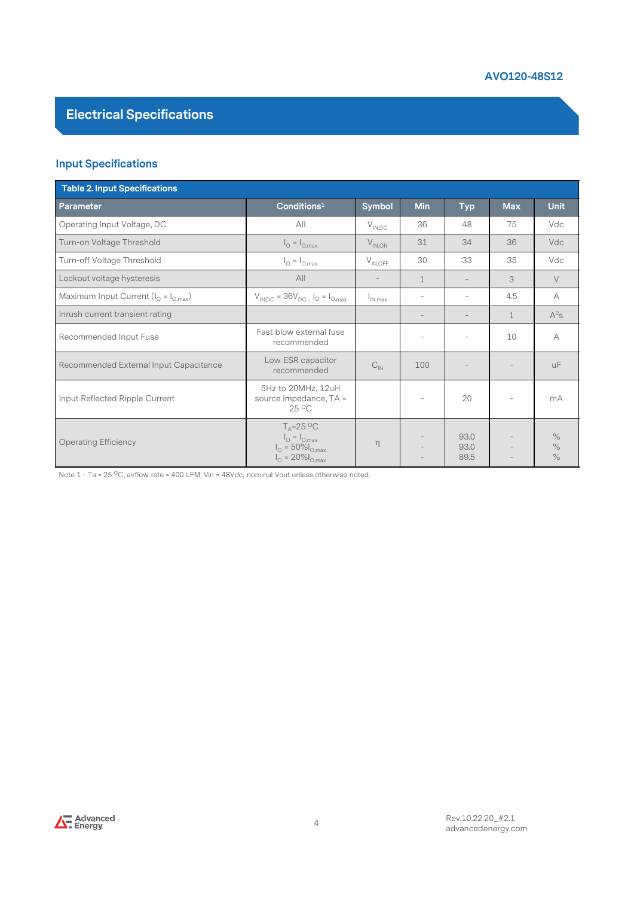## Electrical Specifications

### Input Specifications

| Table 2. Input Specifications | | | | | | |
|---|---|---|---|---|---|---|
| **Parameter** | **Conditions[1]** | **Symbol** | **Min** | **Typ** | **Max** | **Unit** |
| Operating Input Voltage, DC | All | $V_{IN,DC}$ | 36 | 48 | 75 | Vdc |
| Turn-on Voltage Threshold | $I_O = I_{O,max}$ | $V_{IN,ON}$ | 31 | 34 | 36 | Vdc |
| Turn-off Voltage Threshold | $I_O = I_{O,max}$ | $V_{IN,OFF}$ | 30 | 33 | 35 | Vdc |
| Lockout voltage hysteresis | All | - | 1 | - | 3 | V |
| Maximum Input Current ($I_O = I_{O,max}$) | $V_{IN,DC} = 36V_{DC}$ , $I_O = I_{O,max}$ | $I_{IN,max}$ | - | - | 4.5 | A |
| Inrush current transient rating | | | - | - | 1 | $A^2s$ |
| Recommended Input Fuse | Fast blow external fuse recommended | | - | - | 10 | A |
| Recommended External Input Capacitance | Low ESR capacitor recommended | $C_{IN}$ | 100 | - | - | uF |
| Input Reflected Ripple Current | 5Hz to 20MHz, 12uH source impedance, TA = 25 °C | | - | 20 | - | mA |
| Operating Efficiency | $T_A$=25 °C<br>$I_O = I_{O,max}$<br>$I_O = 50\% I_{O,max}$<br>$I_O = 20\% I_{O,max}$ | η | -<br>-<br>- | 93.0<br>93.0<br>89.5 | -<br>-<br>- | %<br>%<br>% |

Note 1 - Ta = 25 °C, airflow rate = 400 LFM, Vin = 48Vdc, nominal Vout unless otherwise noted.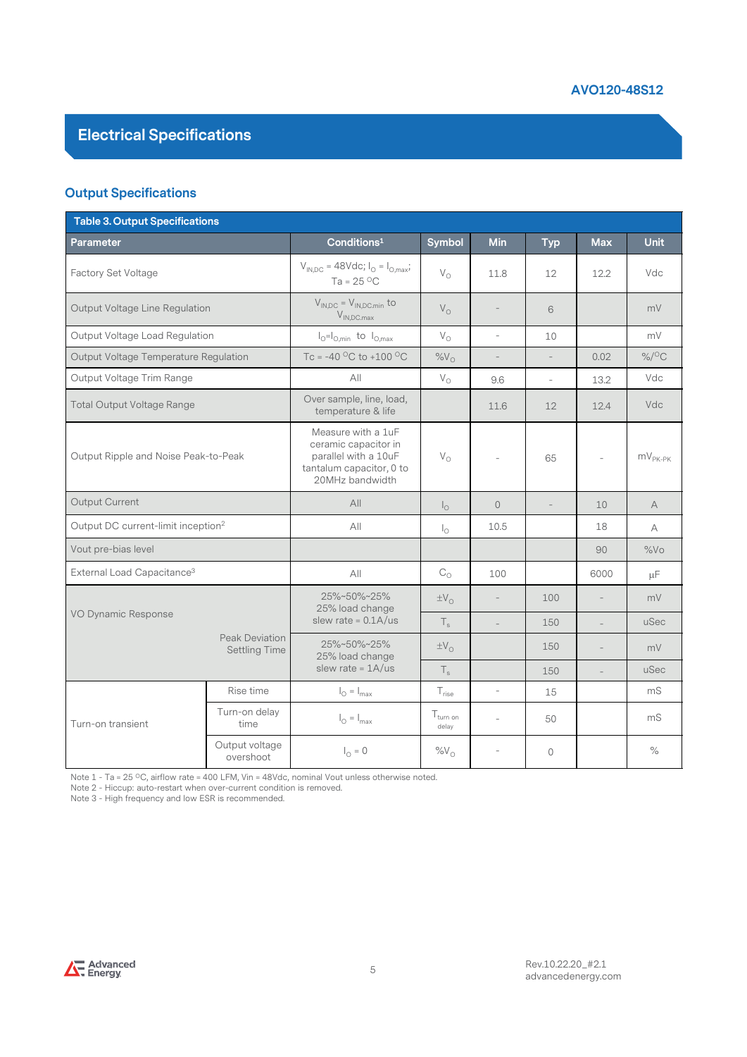## Electrical Specifications

### Output Specifications

**Table 3. Output Specifications**

| Parameter | | Conditions[1] | Symbol | Min | Typ | Max | Unit |
|---|---|---|---|---|---|---|---|
| Factory Set Voltage | | $V_{IN,DC}$ = 48Vdc; $I_O$ = $I_{O,max}$; Ta = 25 °C | $V_O$ | 11.8 | 12 | 12.2 | Vdc |
| Output Voltage Line Regulation | | $V_{IN,DC}$ = $V_{IN,DC,min}$ to $V_{IN,DC,max}$ | $V_O$ | - | 6 | | mV |
| Output Voltage Load Regulation | | $I_O$=$I_{O,min}$ to $I_{O,max}$ | $V_O$ | - | 10 | | mV |
| Output Voltage Temperature Regulation | | Tc = -40 °C to +100 °C | $\%V_O$ | - | - | 0.02 | %/°C |
| Output Voltage Trim Range | | All | $V_O$ | 9.6 | - | 13.2 | Vdc |
| Total Output Voltage Range | | Over sample, line, load, temperature & life | | 11.6 | 12 | 12.4 | Vdc |
| Output Ripple and Noise Peak-to-Peak | | Measure with a 1uF ceramic capacitor in parallel with a 10uF tantalum capacitor, 0 to 20MHz bandwidth | $V_O$ | - | 65 | - | $mV_{PK-PK}$ |
| Output Current | | All | $I_O$ | 0 | - | 10 | A |
| Output DC current-limit inception[2] | | All | $I_O$ | 10.5 | | 18 | A |
| Vout pre-bias level | | | | | | 90 | %Vo |
| External Load Capacitance[3] | | All | $C_O$ | 100 | | 6000 | µF |
| VO Dynamic Response | Peak Deviation | 25%~50%~25% 25% load change slew rate = 0.1A/us | $\pm V_O$ | - | 100 | - | mV |
| | Settling Time | | $T_s$ | - | 150 | - | uSec |
| | Peak Deviation | 25%~50%~25% 25% load change slew rate = 1A/us | $\pm V_O$ | | 150 | - | mV |
| | Settling Time | | $T_s$ | | 150 | - | uSec |
| Turn-on transient | Rise time | $I_O$ = $I_{max}$ | $T_{rise}$ | - | 15 | | mS |
| | Turn-on delay time | $I_O$ = $I_{max}$ | $T_{turn\ on\ delay}$ | - | 50 | | mS |
| | Output voltage overshoot | $I_O$ = 0 | $\%V_O$ | - | 0 | | % |

Note 1 - Ta = 25 °C, airflow rate = 400 LFM, Vin = 48Vdc, nominal Vout unless otherwise noted.
Note 2 - Hiccup: auto-restart when over-current condition is removed.
Note 3 - High frequency and low ESR is recommended.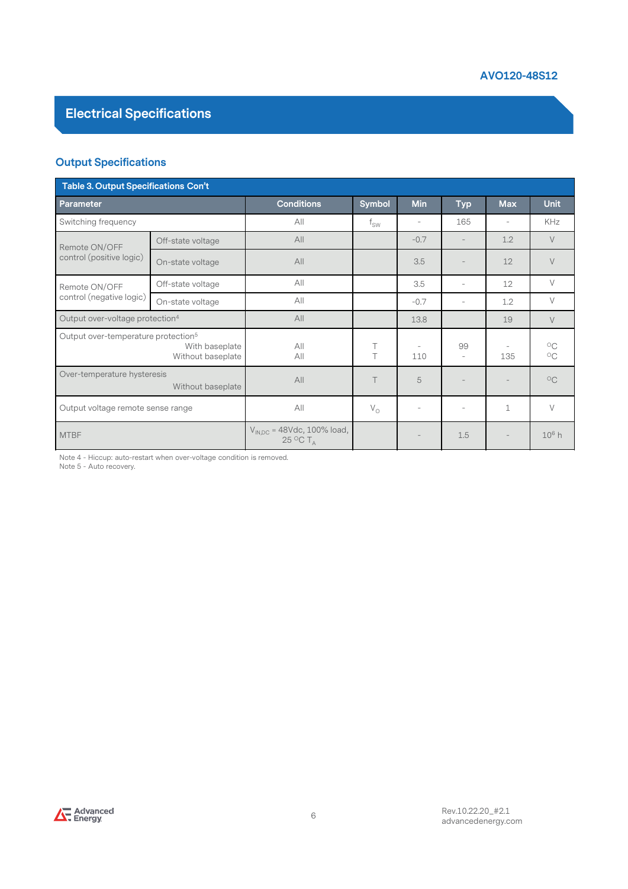## Electrical Specifications

### Output Specifications

**Table 3. Output Specifications Con't**

| Parameter | | Conditions | Symbol | Min | Typ | Max | Unit |
|---|---|---|---|---|---|---|---|
| Switching frequency | | All | $f_{SW}$ | - | 165 | - | KHz |
| Remote ON/OFF control (positive logic) | Off-state voltage | All | | -0.7 | - | 1.2 | V |
| | On-state voltage | All | | 3.5 | - | 12 | V |
| Remote ON/OFF control (negative logic) | Off-state voltage | All | | 3.5 | - | 12 | V |
| | On-state voltage | All | | -0.7 | - | 1.2 | V |
| Output over-voltage protection[4] | | All | | 13.8 | | 19 | V |
| Output over-temperature protection[5] With baseplate / Without baseplate | | All / All | T / T | - / 110 | 99 / - | - / 135 | °C / °C |
| Over-temperature hysteresis Without baseplate | | All | T | 5 | - | - | °C |
| Output voltage remote sense range | | All | $V_O$ | - | - | 1 | V |
| MTBF | | $V_{IN,DC}$ = 48Vdc, 100% load, 25 °C $T_A$ | | - | 1.5 | - | $10^6$ h |

Note 4 - Hiccup: auto-restart when over-voltage condition is removed.
Note 5 - Auto recovery.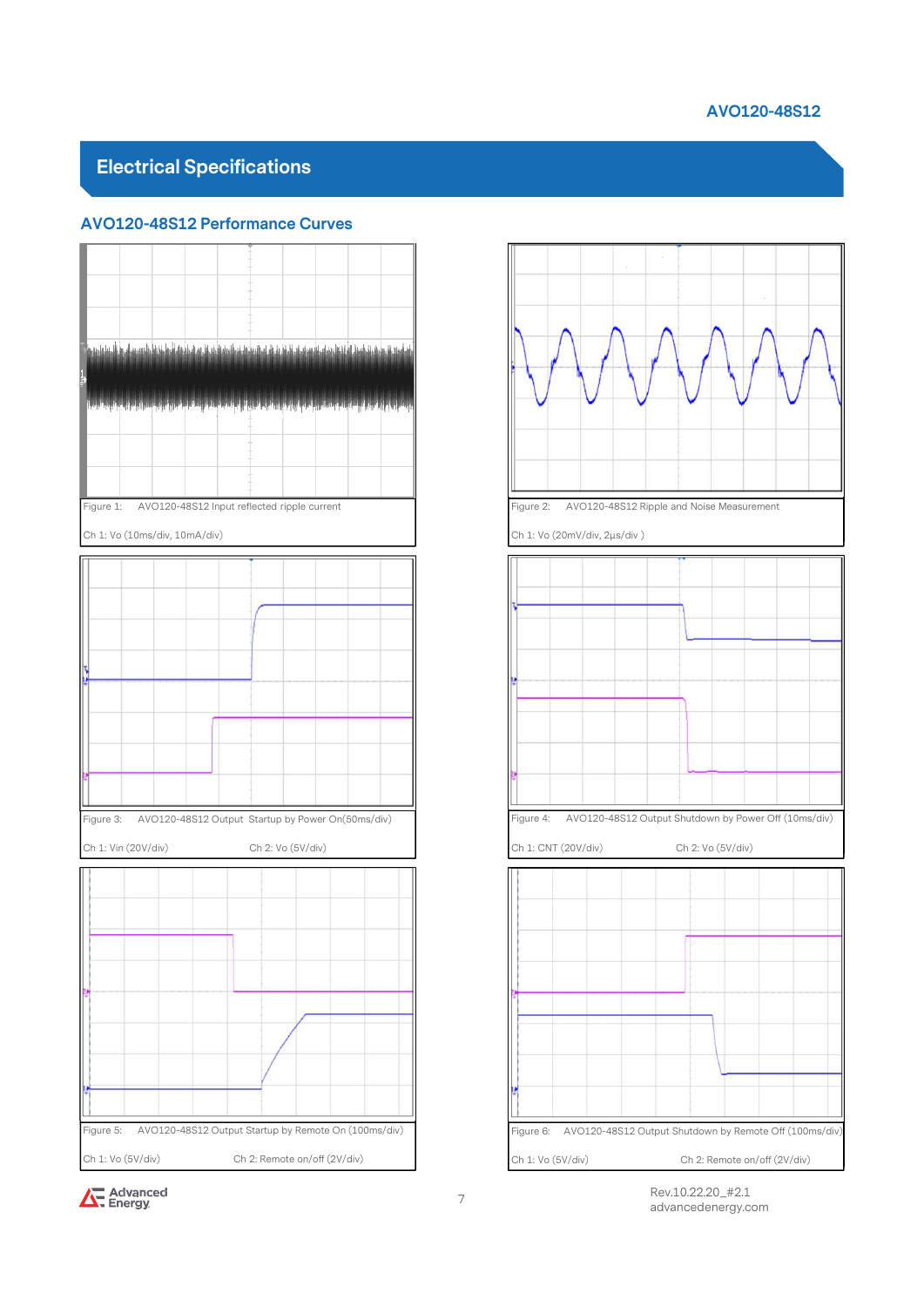## Electrical Specifications

### AVO120-48S12 Performance Curves

Figure 1: AVO120-48S12 Input reflected ripple current

Ch 1: Vo (10ms/div, 10mA/div)

Figure 2: AVO120-48S12 Ripple and Noise Measurement

Ch 1: Vo (20mV/div, 2μs/div )

Figure 3: AVO120-48S12 Output Startup by Power On(50ms/div)

Ch 1: Vin (20V/div) Ch 2: Vo (5V/div)

Figure 4: AVO120-48S12 Output Shutdown by Power Off (10ms/div)

Ch 1: CNT (20V/div) Ch 2: Vo (5V/div)

Figure 5: AVO120-48S12 Output Startup by Remote On (100ms/div)

Ch 1: Vo (5V/div) Ch 2: Remote on/off (2V/div)

Figure 6: AVO120-48S12 Output Shutdown by Remote Off (100ms/div)

Ch 1: Vo (5V/div) Ch 2: Remote on/off (2V/div)

Rev.10.22.20_#2.1
advancedenergy.com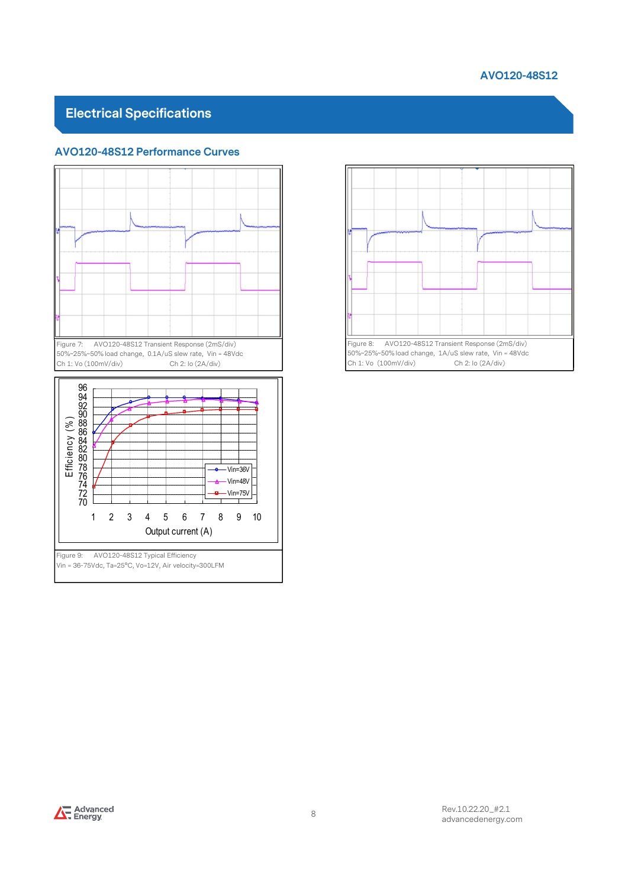## Electrical Specifications

### AVO120-48S12 Performance Curves

Figure 7: AVO120-48S12 Transient Response (2mS/div)
50%-25%-50% load change, 0.1A/uS slew rate, Vin = 48Vdc
Ch 1: Vo (100mV/div) Ch 2: Io (2A/div)

Figure 8: AVO120-48S12 Transient Response (2mS/div)
50%-25%-50% load change, 1A/uS slew rate, Vin = 48Vdc
Ch 1: Vo (100mV/div) Ch 2: Io (2A/div)

Figure 9: AVO120-48S12 Typical Efficiency
Vin = 36-75Vdc, Ta=25°C, Vo=12V, Air velocity=300LFM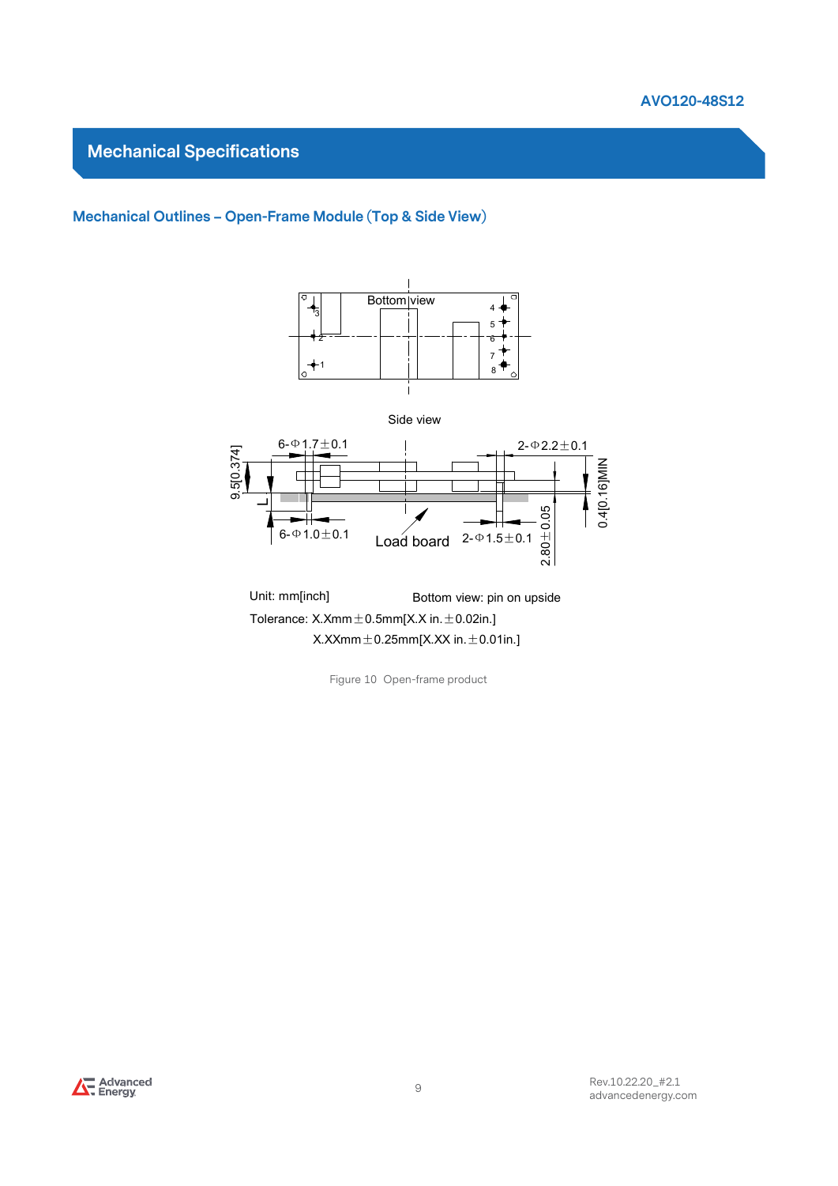## Mechanical Specifications

### Mechanical Outlines – Open-Frame Module (Top & Side View)

Bottom view

Side view

6-Φ1.7±0.1

2-Φ2.2±0.1

9.5[0.374]

L

0.4[0.16]MIN

6-Φ1.0±0.1

Load board

2-Φ1.5±0.1

2.80±0.05

Unit: mm[inch]

Bottom view: pin on upside

Tolerance: X.Xmm±0.5mm[X.X in.±0.02in.]

X.XXmm±0.25mm[X.XX in.±0.01in.]

Figure 10 Open-frame product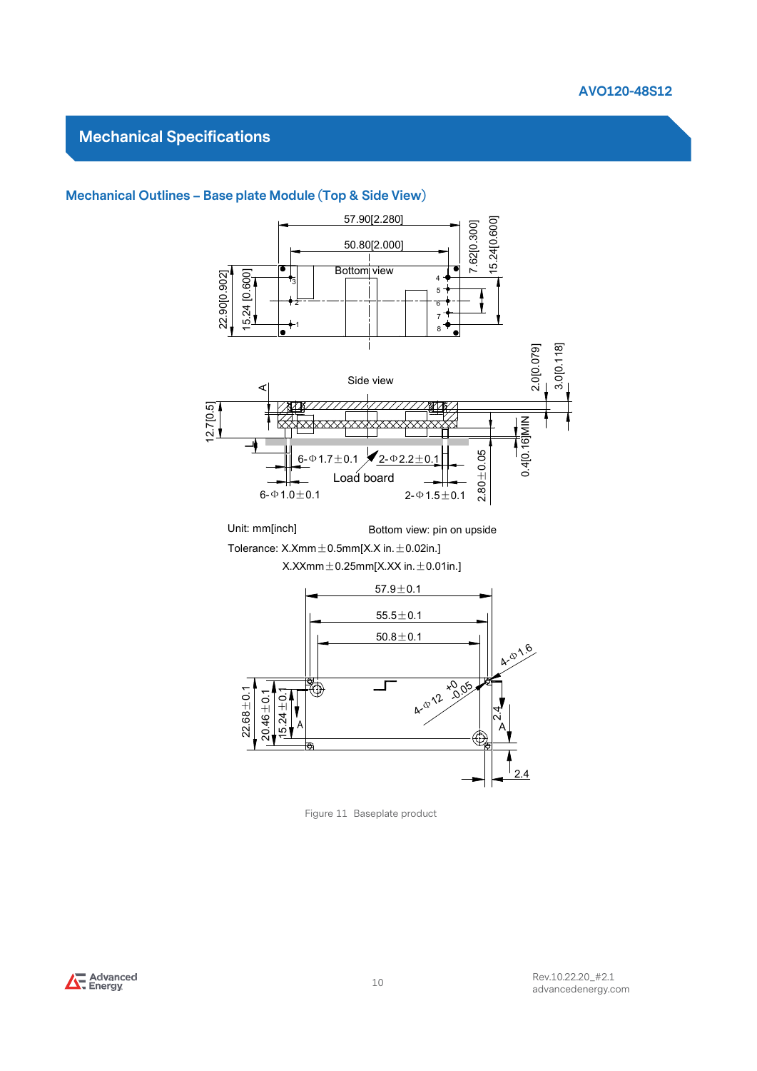## Mechanical Specifications

### Mechanical Outlines – Base plate Module (Top & Side View)

Unit: mm[inch]

Bottom view: pin on upside

Tolerance: X.Xmm±0.5mm[X.X in.±0.02in.]

X.XXmm±0.25mm[X.XX in.±0.01in.]

Figure 11 Baseplate product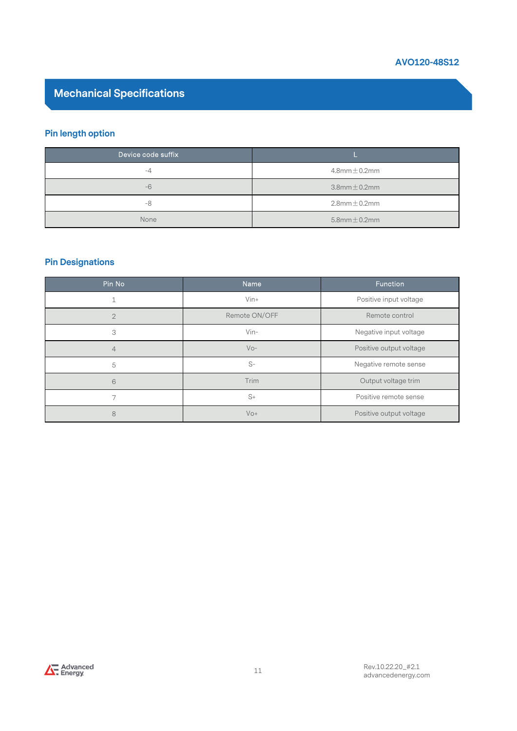## Mechanical Specifications

### Pin length option

| Device code suffix | L |
|---|---|
| -4 | 4.8mm±0.2mm |
| -6 | 3.8mm±0.2mm |
| -8 | 2.8mm±0.2mm |
| None | 5.8mm±0.2mm |

### Pin Designations

| Pin No | Name | Function |
|---|---|---|
| 1 | Vin+ | Positive input voltage |
| 2 | Remote ON/OFF | Remote control |
| 3 | Vin- | Negative input voltage |
| 4 | Vo- | Positive output voltage |
| 5 | S- | Negative remote sense |
| 6 | Trim | Output voltage trim |
| 7 | S+ | Positive remote sense |
| 8 | Vo+ | Positive output voltage |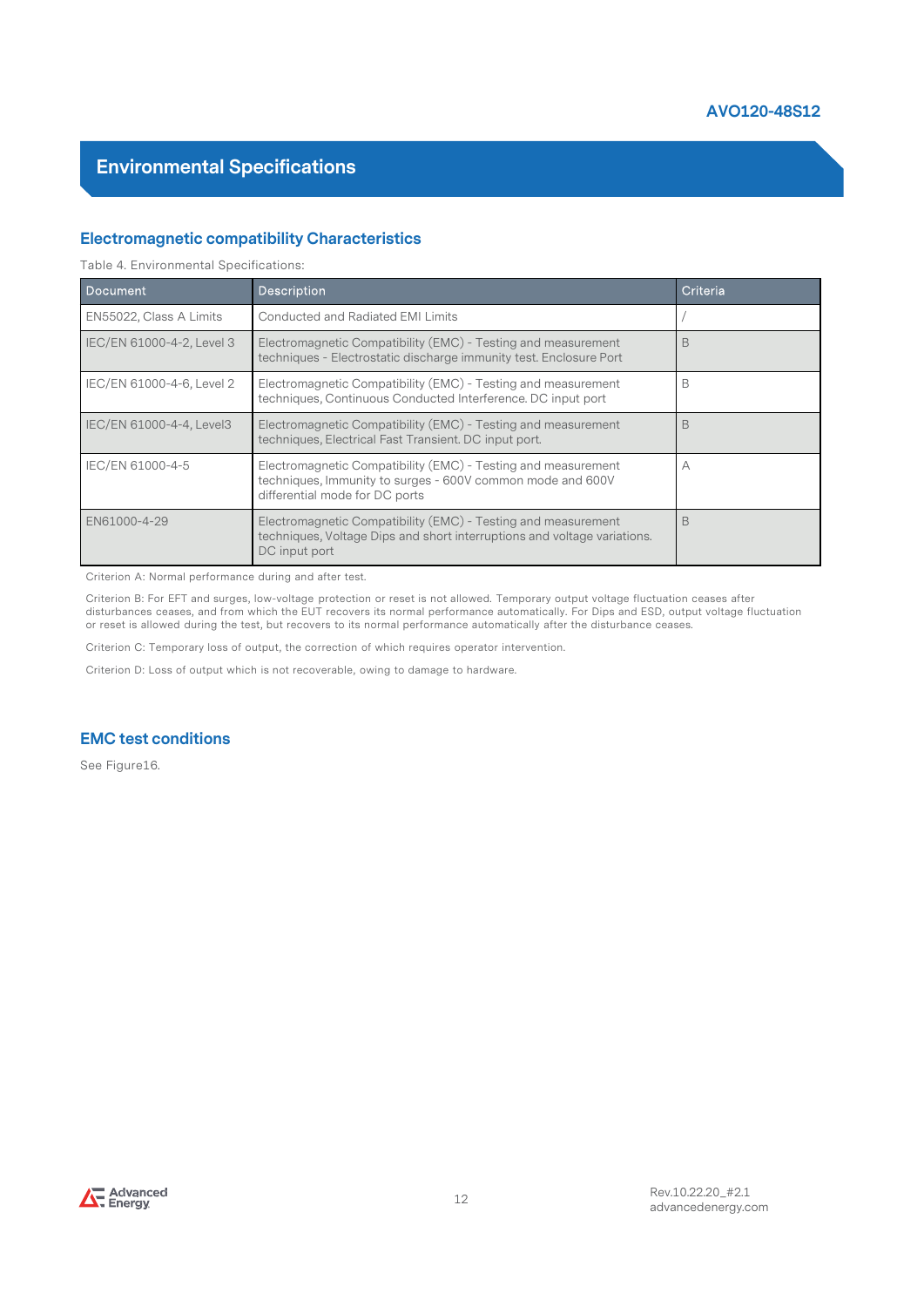# Environmental Specifications

## Electromagnetic compatibility Characteristics

Table 4. Environmental Specifications:

| Document | Description | Criteria |
|---|---|---|
| EN55022, Class A Limits | Conducted and Radiated EMI Limits | / |
| IEC/EN 61000-4-2, Level 3 | Electromagnetic Compatibility (EMC) - Testing and measurement techniques - Electrostatic discharge immunity test. Enclosure Port | B |
| IEC/EN 61000-4-6, Level 2 | Electromagnetic Compatibility (EMC) - Testing and measurement techniques, Continuous Conducted Interference. DC input port | B |
| IEC/EN 61000-4-4, Level3 | Electromagnetic Compatibility (EMC) - Testing and measurement techniques, Electrical Fast Transient. DC input port. | B |
| IEC/EN 61000-4-5 | Electromagnetic Compatibility (EMC) - Testing and measurement techniques, Immunity to surges - 600V common mode and 600V differential mode for DC ports | A |
| EN61000-4-29 | Electromagnetic Compatibility (EMC) - Testing and measurement techniques, Voltage Dips and short interruptions and voltage variations. DC input port | B |

Criterion A: Normal performance during and after test.

Criterion B: For EFT and surges, low-voltage protection or reset is not allowed. Temporary output voltage fluctuation ceases after disturbances ceases, and from which the EUT recovers its normal performance automatically. For Dips and ESD, output voltage fluctuation or reset is allowed during the test, but recovers to its normal performance automatically after the disturbance ceases.

Criterion C: Temporary loss of output, the correction of which requires operator intervention.

Criterion D: Loss of output which is not recoverable, owing to damage to hardware.

## EMC test conditions

See Figure16.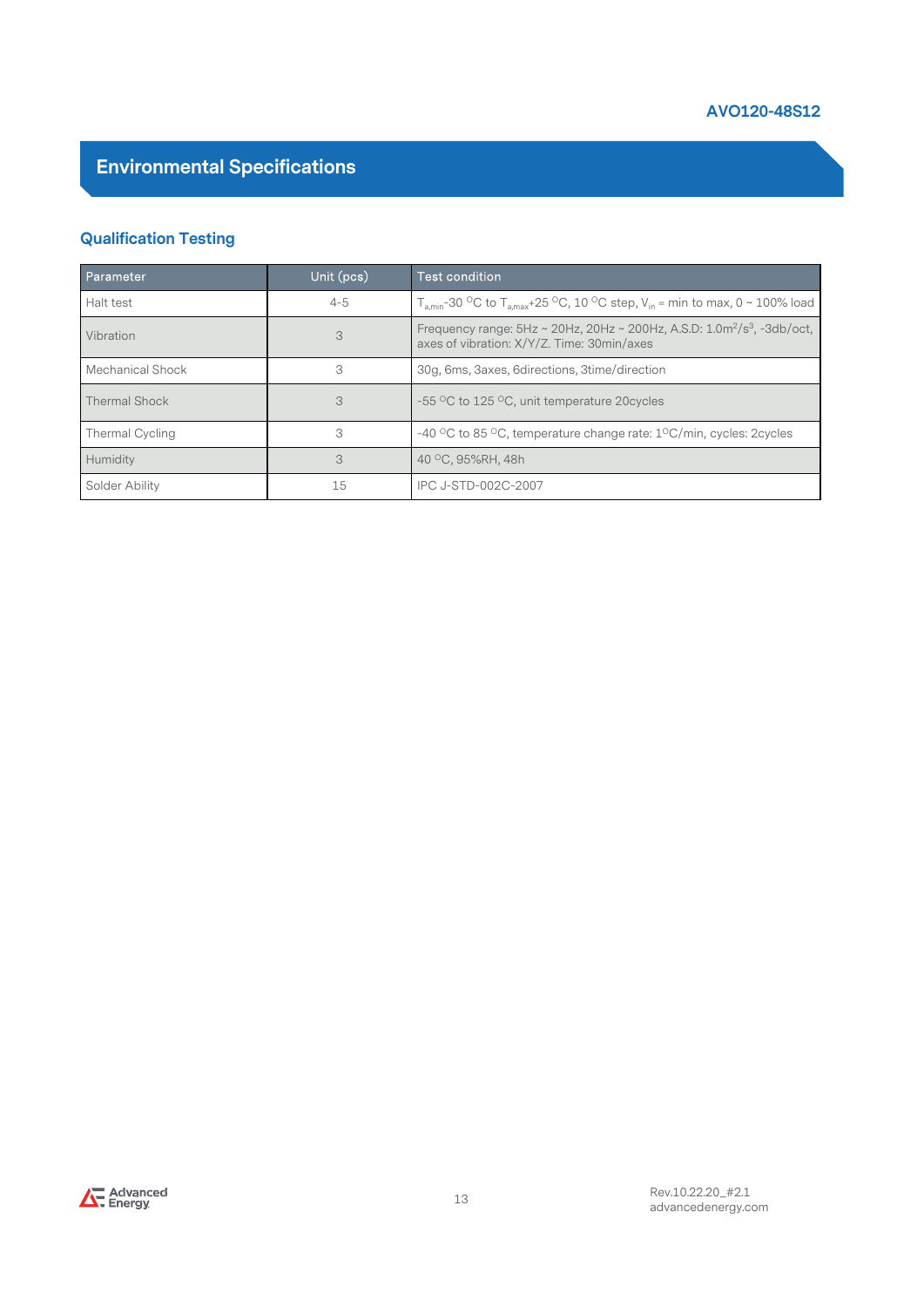# Environmental Specifications

## Qualification Testing

| Parameter | Unit (pcs) | Test condition |
|---|---|---|
| Halt test | 4-5 | $T_{a,min}$-30 $^{O}$C to $T_{a,max}$+25 $^{O}$C, 10 $^{O}$C step, $V_{in}$ = min to max, 0 ~ 100% load |
| Vibration | 3 | Frequency range: 5Hz ~ 20Hz, 20Hz ~ 200Hz, A.S.D: 1.0m$^2$/s$^3$, -3db/oct, axes of vibration: X/Y/Z. Time: 30min/axes |
| Mechanical Shock | 3 | 30g, 6ms, 3axes, 6directions, 3time/direction |
| Thermal Shock | 3 | -55 $^{O}$C to 125 $^{O}$C, unit temperature 20cycles |
| Thermal Cycling | 3 | -40 $^{O}$C to 85 $^{O}$C, temperature change rate: 1$^{O}$C/min, cycles: 2cycles |
| Humidity | 3 | 40 $^{O}$C, 95%RH, 48h |
| Solder Ability | 15 | IPC J-STD-002C-2007 |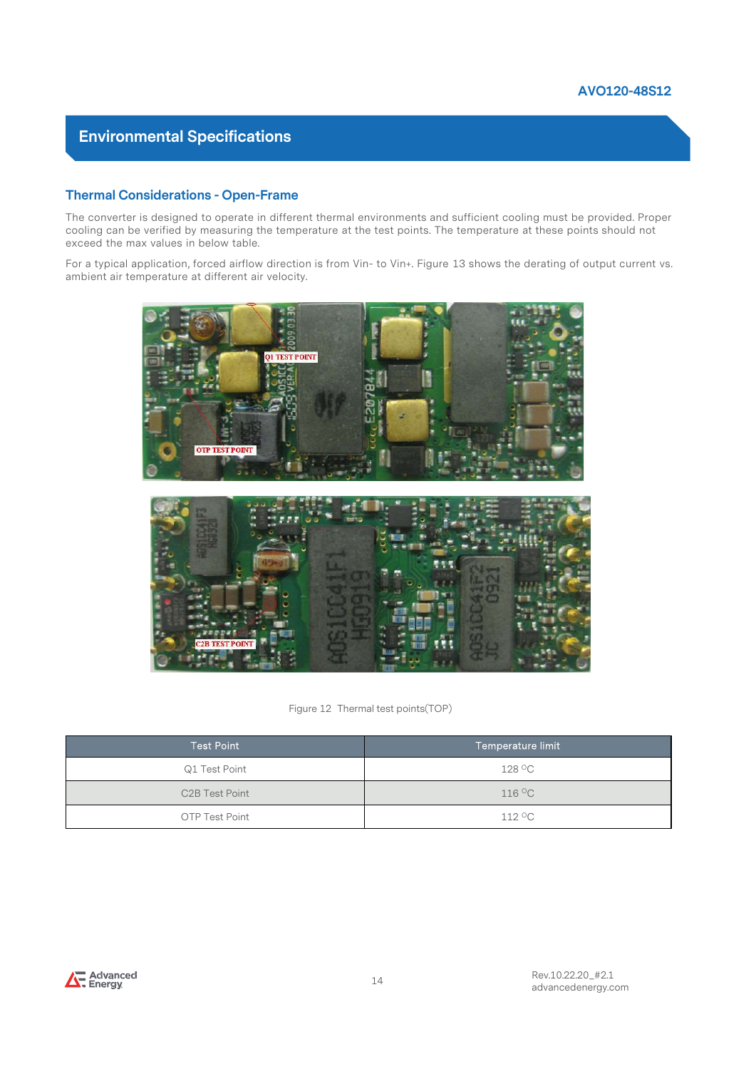## Environmental Specifications

### Thermal Considerations - Open-Frame

The converter is designed to operate in different thermal environments and sufficient cooling must be provided. Proper cooling can be verified by measuring the temperature at the test points. The temperature at these points should not exceed the max values in below table.

For a typical application, forced airflow direction is from Vin- to Vin+. Figure 13 shows the derating of output current vs. ambient air temperature at different air velocity.

Figure 12 Thermal test points(TOP)

| Test Point | Temperature limit |
|---|---|
| Q1 Test Point | 128 °C |
| C2B Test Point | 116 °C |
| OTP Test Point | 112 °C |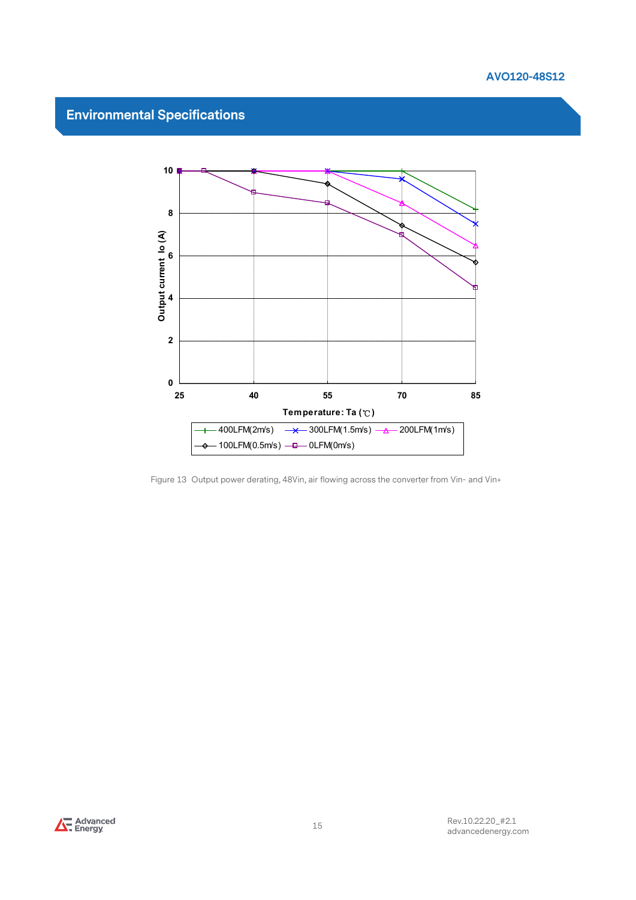## Environmental Specifications

Figure 13 Output power derating, 48Vin, air flowing across the converter from Vin- and Vin+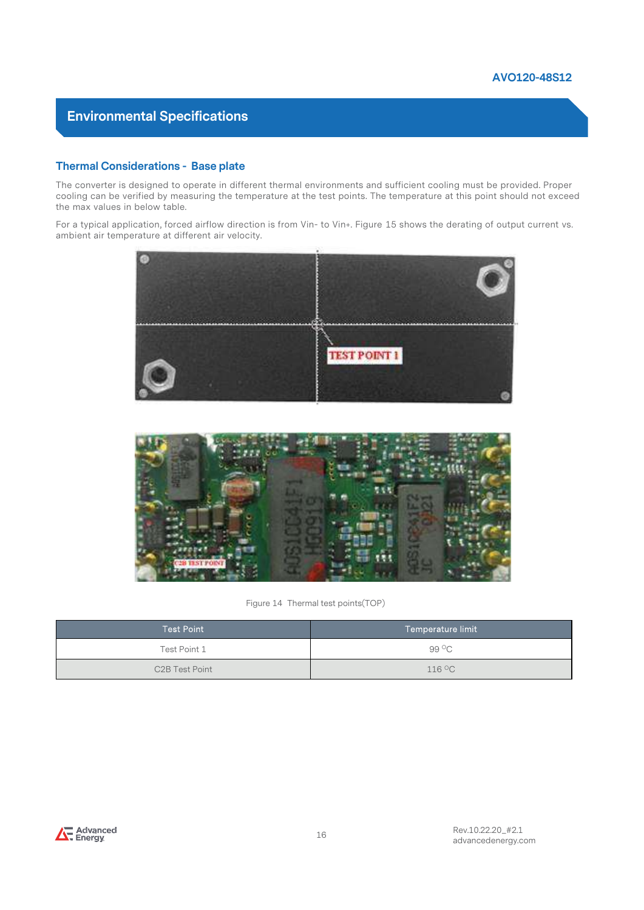## Environmental Specifications

### Thermal Considerations - Base plate

The converter is designed to operate in different thermal environments and sufficient cooling must be provided. Proper cooling can be verified by measuring the temperature at the test points. The temperature at this point should not exceed the max values in below table.

For a typical application, forced airflow direction is from Vin- to Vin+. Figure 15 shows the derating of output current vs. ambient air temperature at different air velocity.

Figure 14 Thermal test points(TOP)

| Test Point | Temperature limit |
|---|---|
| Test Point 1 | 99 °C |
| C2B Test Point | 116 °C |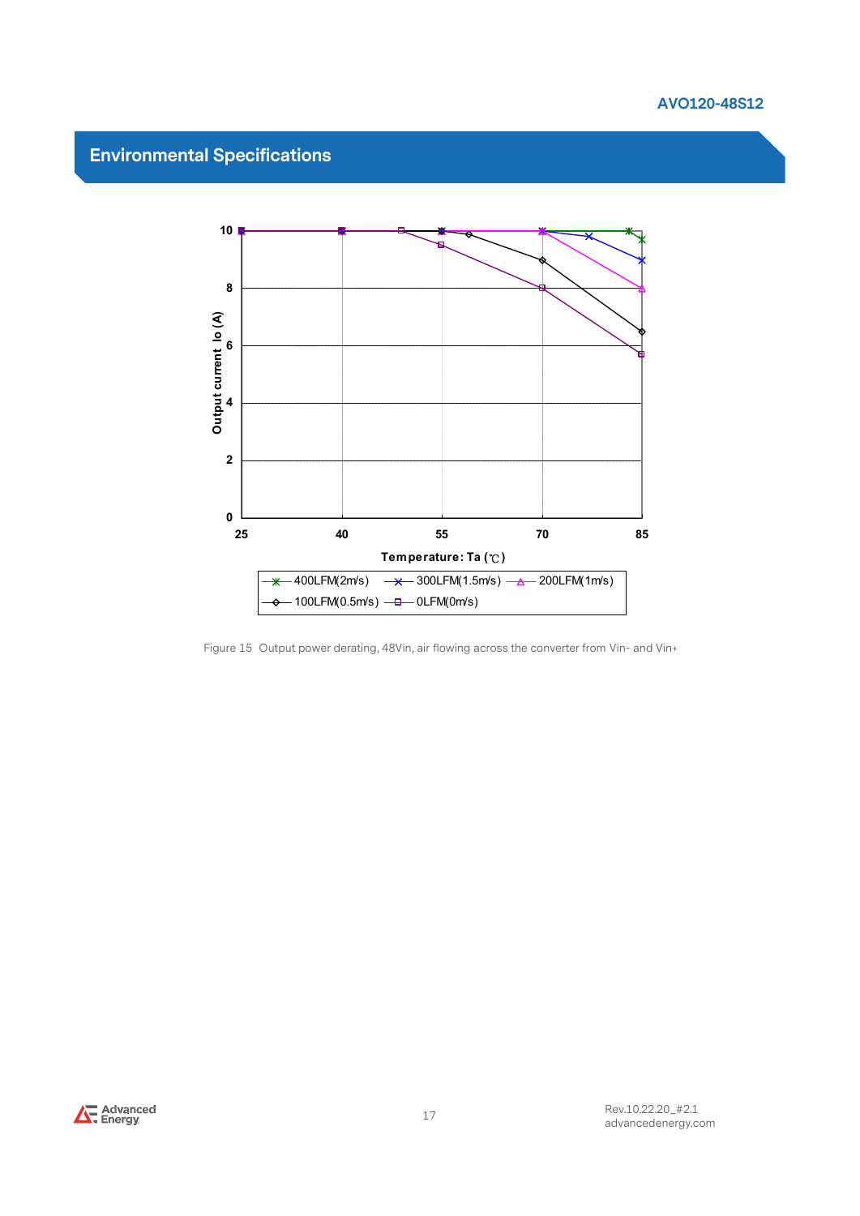## Environmental Specifications

Figure 15 Output power derating, 48Vin, air flowing across the converter from Vin- and Vin+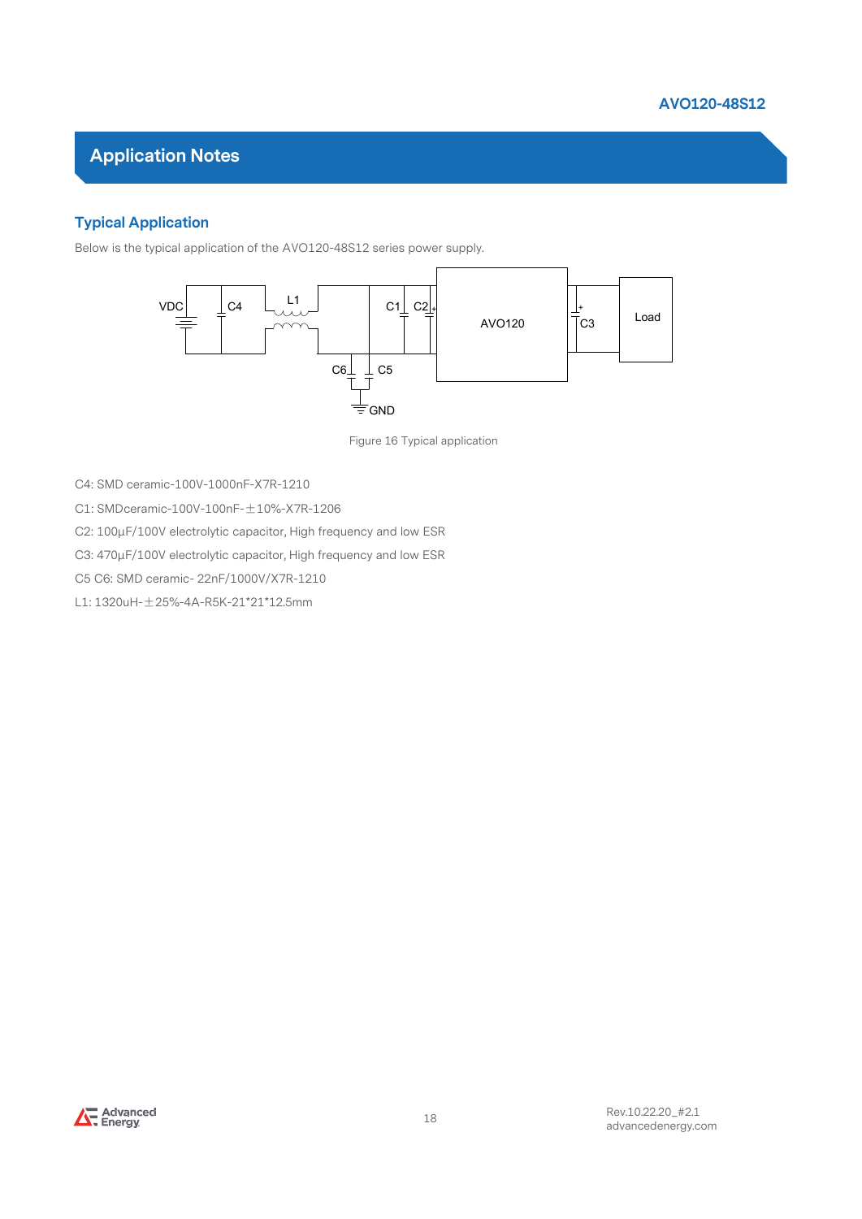# Application Notes

## Typical Application

Below is the typical application of the AVO120-48S12 series power supply.

Figure 16 Typical application

C4: SMD ceramic-100V-1000nF-X7R-1210

C1: SMDceramic-100V-100nF-±10%-X7R-1206

C2: 100μF/100V electrolytic capacitor, High frequency and low ESR

C3: 470μF/100V electrolytic capacitor, High frequency and low ESR

C5 C6: SMD ceramic- 22nF/1000V/X7R-1210

L1: 1320uH-±25%-4A-R5K-21*21*12.5mm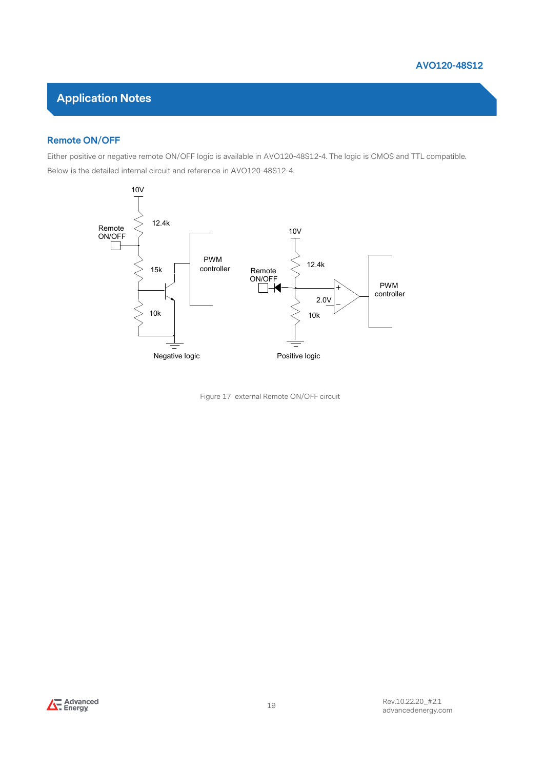## Application Notes

### Remote ON/OFF

Either positive or negative remote ON/OFF logic is available in AVO120-48S12-4. The logic is CMOS and TTL compatible. Below is the detailed internal circuit and reference in AVO120-48S12-4.

Figure 17 external Remote ON/OFF circuit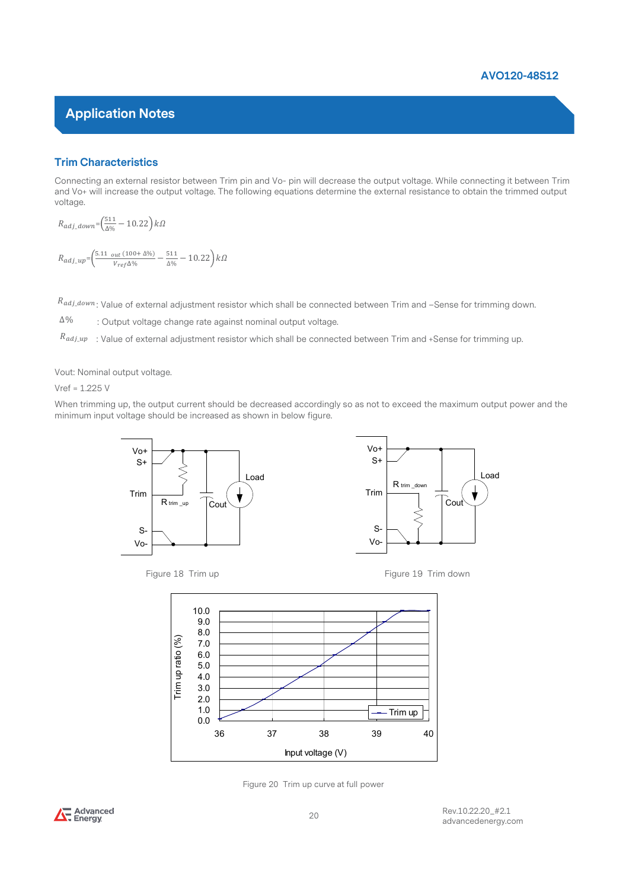## Application Notes

### Trim Characteristics

Connecting an external resistor between Trim pin and Vo- pin will decrease the output voltage. While connecting it between Trim and Vo+ will increase the output voltage. The following equations determine the external resistance to obtain the trimmed output voltage.

$$R_{adj\_down}=\left(\frac{511}{\Delta\%}-10.22\right)k\Omega$$

$$R_{adj\_up}=\left(\frac{5.11\ _{out}\,(100+\Delta\%)}{V_{ref}\Delta\%}-\frac{511}{\Delta\%}-10.22\right)k\Omega$$

$R_{adj\_down}$: Value of external adjustment resistor which shall be connected between Trim and –Sense for trimming down.

$\Delta\%$ : Output voltage change rate against nominal output voltage.

$R_{adj\_up}$ : Value of external adjustment resistor which shall be connected between Trim and +Sense for trimming up.

Vout: Nominal output voltage.

Vref = 1.225 V

When trimming up, the output current should be decreased accordingly so as not to exceed the maximum output power and the minimum input voltage should be increased as shown in below figure.

Figure 18 Trim up

Figure 19 Trim down

Figure 20 Trim up curve at full power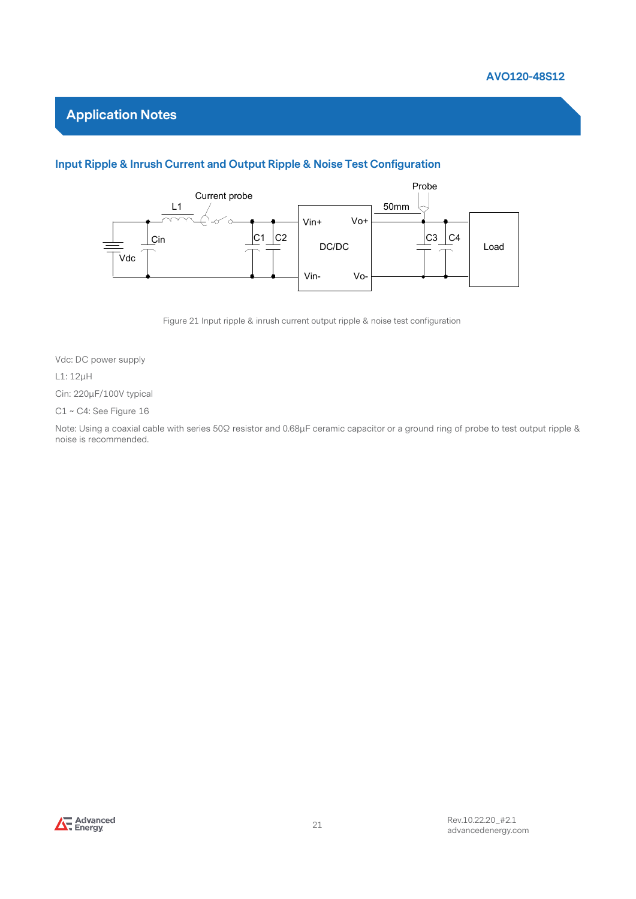# Application Notes

## Input Ripple & Inrush Current and Output Ripple & Noise Test Configuration

Figure 21 Input ripple & inrush current output ripple & noise test configuration

Vdc: DC power supply

L1: 12µH

Cin: 220µF/100V typical

C1 ~ C4: See Figure 16

Note: Using a coaxial cable with series 50Ω resistor and 0.68µF ceramic capacitor or a ground ring of probe to test output ripple & noise is recommended.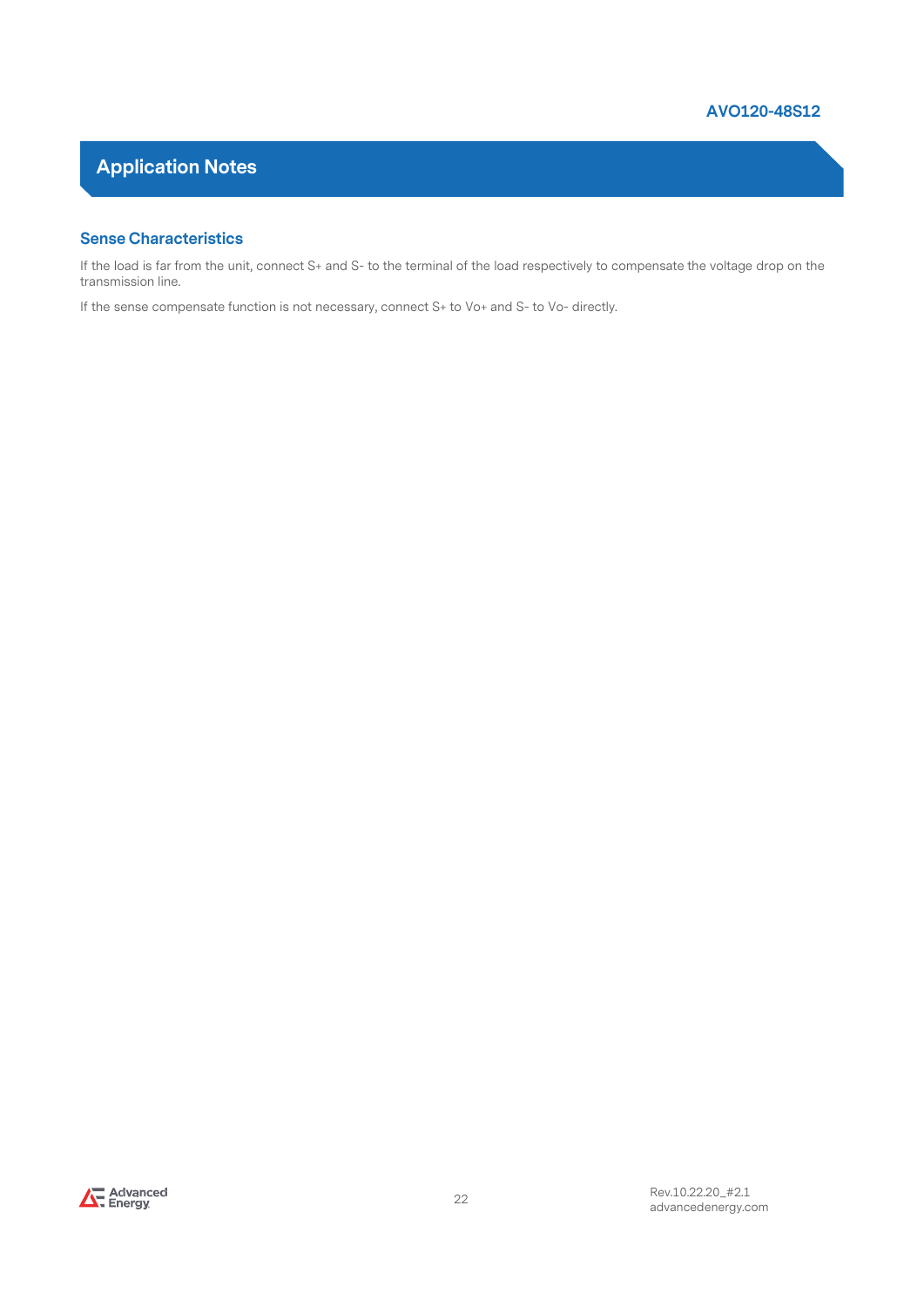## Application Notes

### Sense Characteristics

If the load is far from the unit, connect S+ and S- to the terminal of the load respectively to compensate the voltage drop on the transmission line.

If the sense compensate function is not necessary, connect S+ to Vo+ and S- to Vo- directly.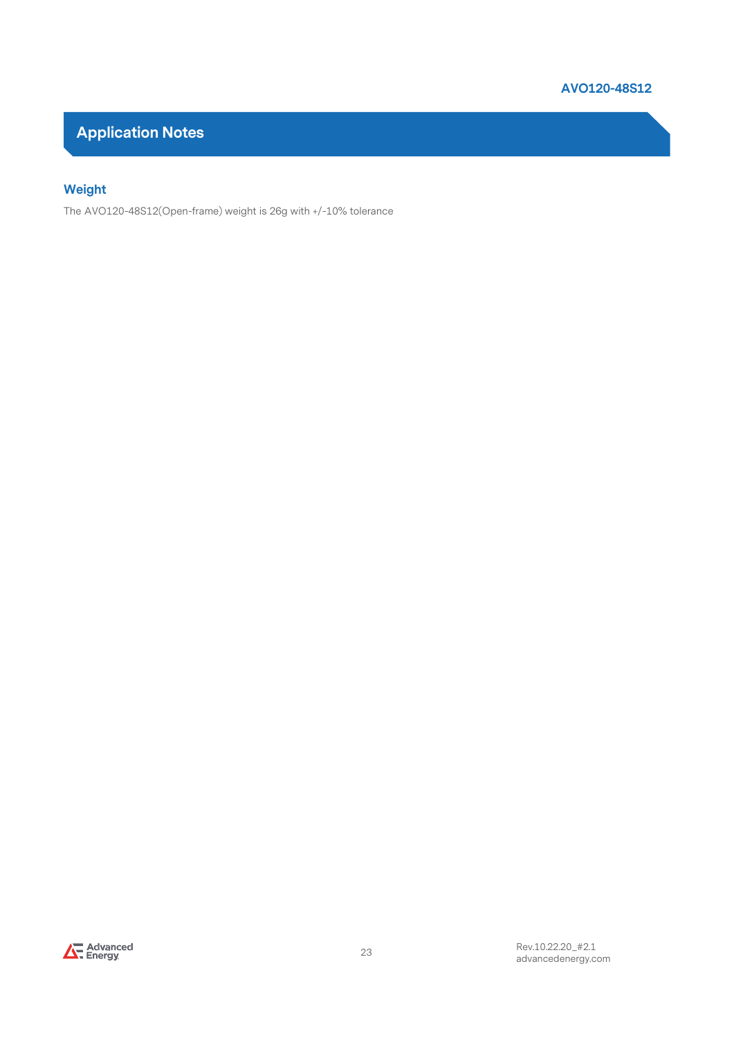## Application Notes

### Weight

The AVO120-48S12(Open-frame) weight is 26g with +/-10% tolerance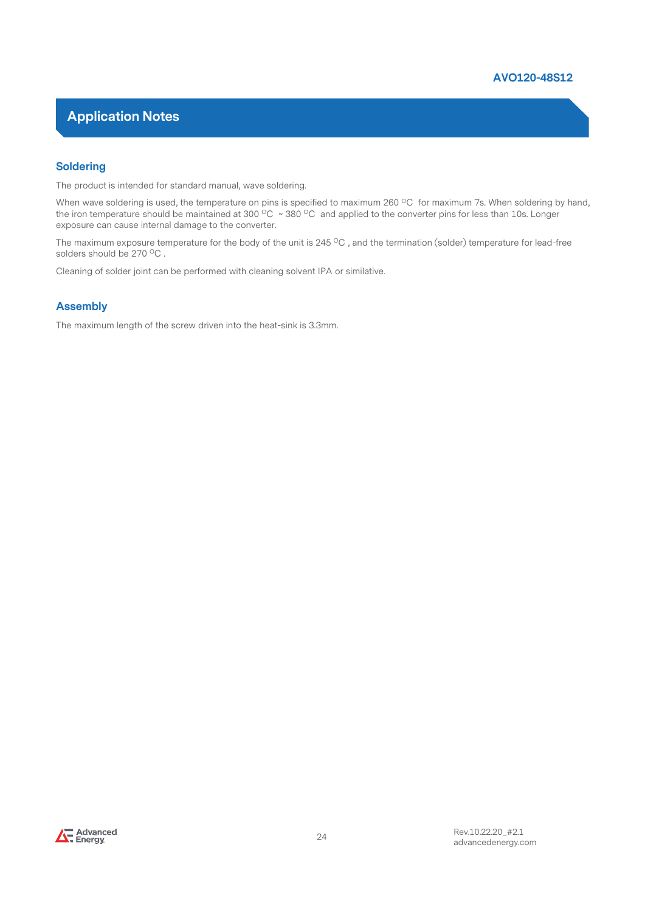# Application Notes

## Soldering

The product is intended for standard manual, wave soldering.

When wave soldering is used, the temperature on pins is specified to maximum 260 $^{O}$C for maximum 7s. When soldering by hand, the iron temperature should be maintained at 300 $^{O}$C ~ 380 $^{O}$C and applied to the converter pins for less than 10s. Longer exposure can cause internal damage to the converter.

The maximum exposure temperature for the body of the unit is 245 $^{O}$C , and the termination (solder) temperature for lead-free solders should be 270 $^{O}$C .

Cleaning of solder joint can be performed with cleaning solvent IPA or similative.

## Assembly

The maximum length of the screw driven into the heat-sink is 3.3mm.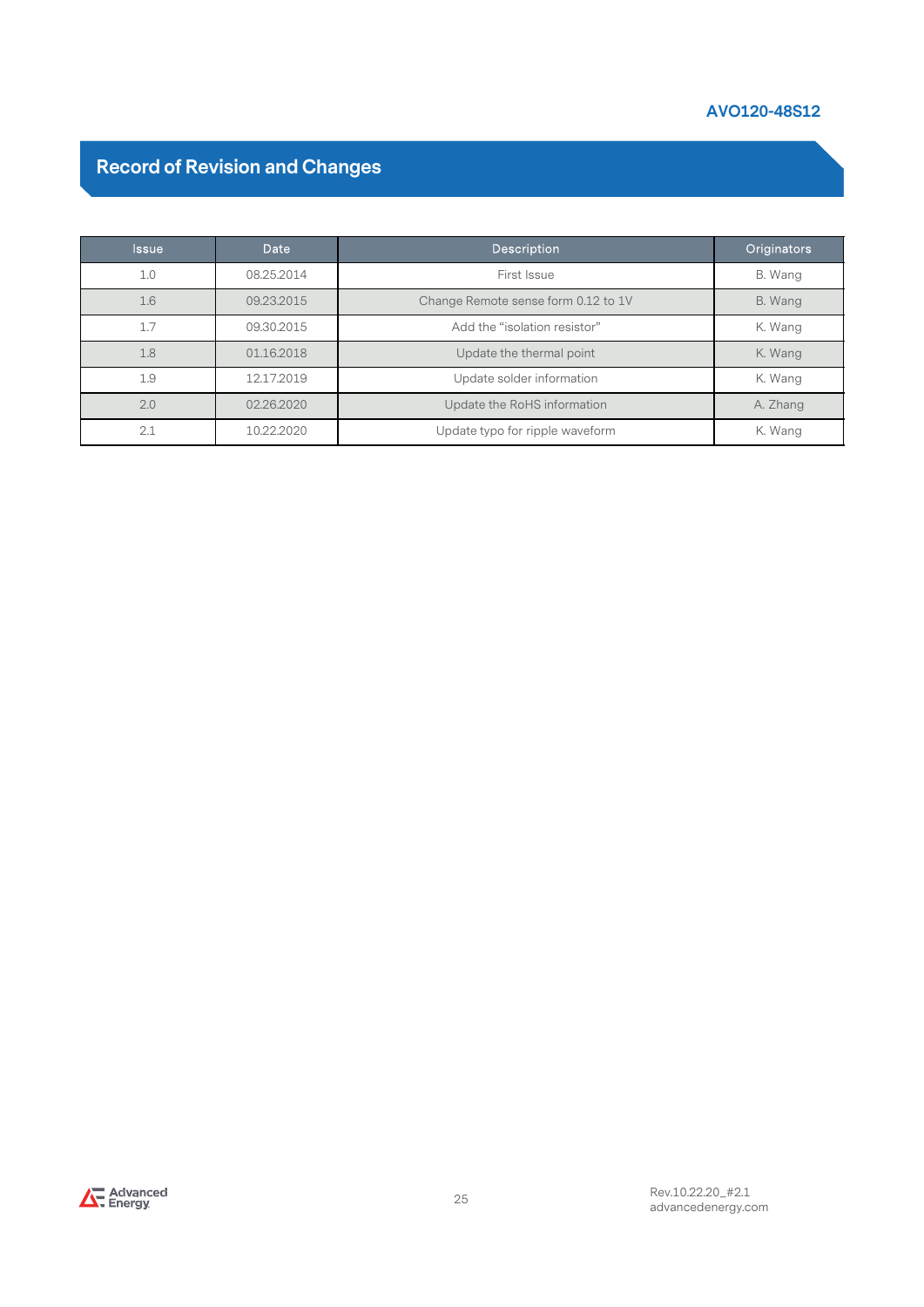## Record of Revision and Changes

| Issue | Date | Description | Originators |
|---|---|---|---|
| 1.0 | 08.25.2014 | First Issue | B. Wang |
| 1.6 | 09.23.2015 | Change Remote sense form 0.12 to 1V | B. Wang |
| 1.7 | 09.30.2015 | Add the “isolation resistor” | K. Wang |
| 1.8 | 01.16.2018 | Update the thermal point | K. Wang |
| 1.9 | 12.17.2019 | Update solder information | K. Wang |
| 2.0 | 02.26.2020 | Update the RoHS information | A. Zhang |
| 2.1 | 10.22.2020 | Update typo for ripple waveform | K. Wang |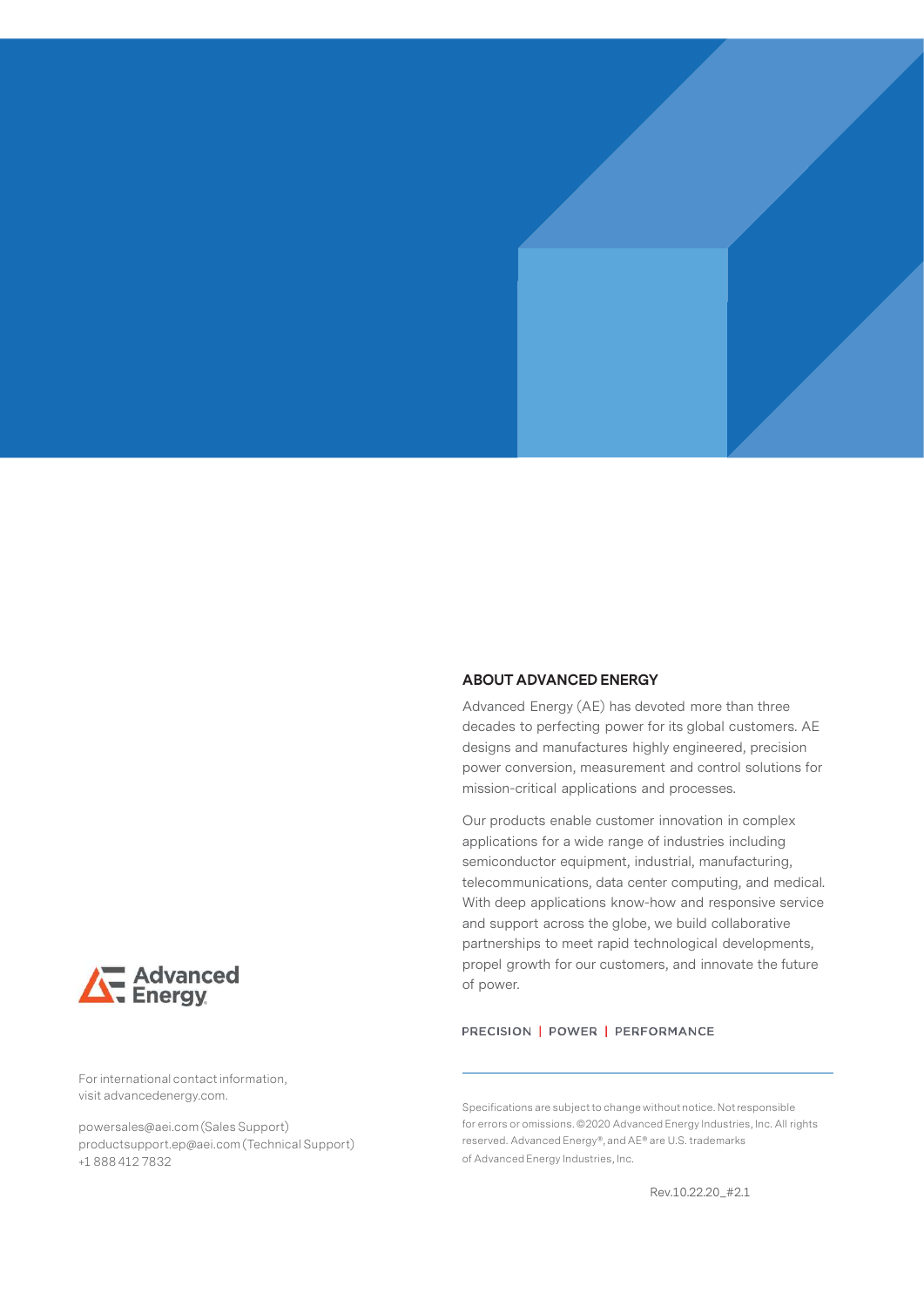## ABOUT ADVANCED ENERGY

Advanced Energy (AE) has devoted more than three decades to perfecting power for its global customers. AE designs and manufactures highly engineered, precision power conversion, measurement and control solutions for mission-critical applications and processes.

Our products enable customer innovation in complex applications for a wide range of industries including semiconductor equipment, industrial, manufacturing, telecommunications, data center computing, and medical. With deep applications know-how and responsive service and support across the globe, we build collaborative partnerships to meet rapid technological developments, propel growth for our customers, and innovate the future of power.

PRECISION | POWER | PERFORMANCE

Advanced Energy

For international contact information, visit advancedenergy.com.

powersales@aei.com (Sales Support)
productsupport.ep@aei.com (Technical Support)
+1 888 412 7832

Specifications are subject to change without notice. Not responsible for errors or omissions. ©2020 Advanced Energy Industries, Inc. All rights reserved. Advanced Energy®, and AE® are U.S. trademarks of Advanced Energy Industries, Inc.

Rev.10.22.20_#2.1